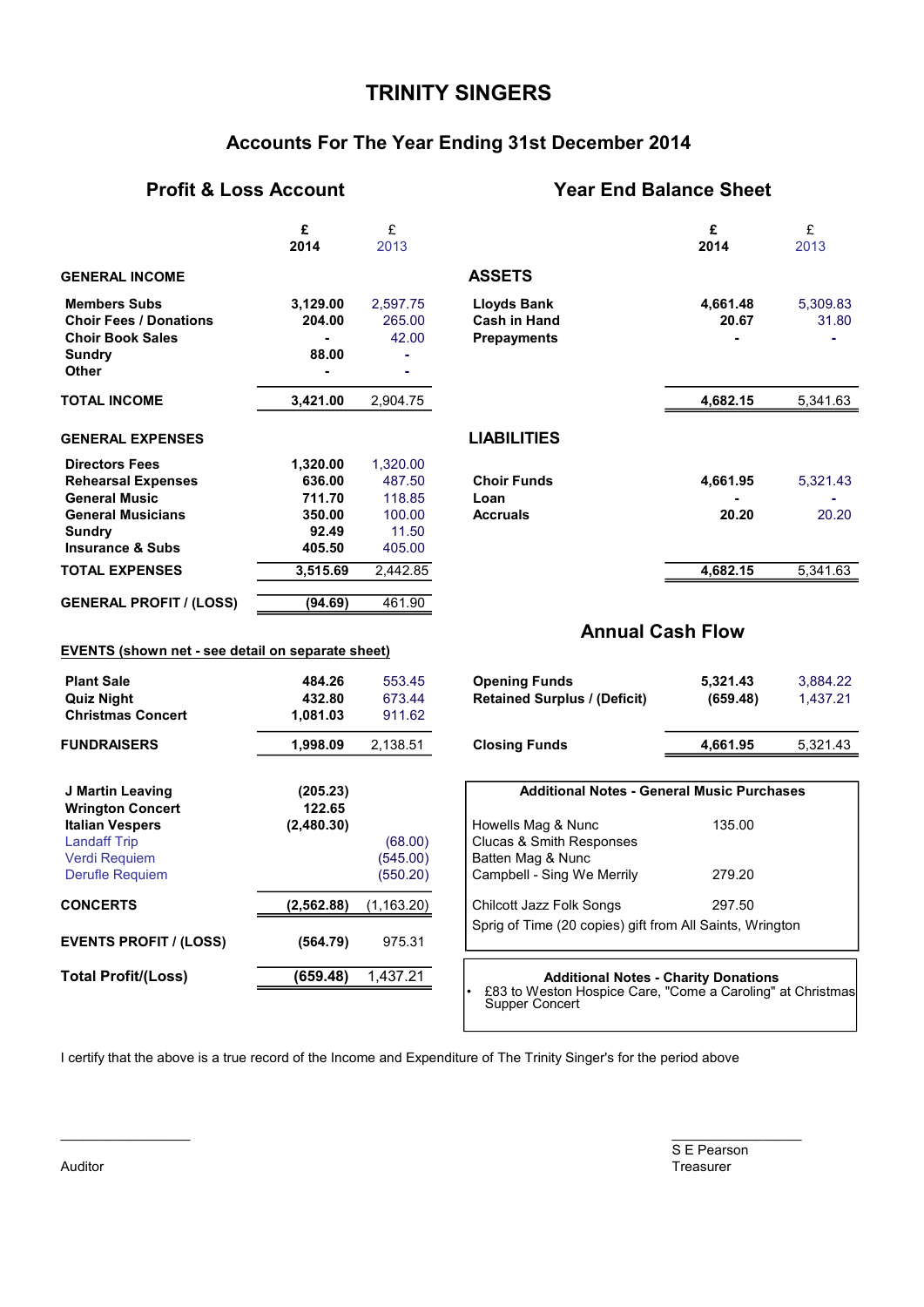# TRINITY SINGERS

## Accounts For The Year Ending 31st December 2014

### Profit & Loss Account

| | £ 2014 | £ 2013 |
|---|---|---|
| **GENERAL INCOME** | | |
| Members Subs | 3,129.00 | 2,597.75 |
| Choir Fees / Donations | 204.00 | 265.00 |
| Choir Book Sales | - | 42.00 |
| Sundry | 88.00 | - |
| Other | - | - |
| **TOTAL INCOME** | 3,421.00 | 2,904.75 |
| **GENERAL EXPENSES** | | |
| Directors Fees | 1,320.00 | 1,320.00 |
| Rehearsal Expenses | 636.00 | 487.50 |
| General Music | 711.70 | 118.85 |
| General Musicians | 350.00 | 100.00 |
| Sundry | 92.49 | 11.50 |
| Insurance & Subs | 405.50 | 405.00 |
| **TOTAL EXPENSES** | 3,515.69 | 2,442.85 |
| **GENERAL PROFIT / (LOSS)** | (94.69) | 461.90 |

**EVENTS (shown net - see detail on separate sheet)**

| | £ 2014 | £ 2013 |
|---|---|---|
| Plant Sale | 484.26 | 553.45 |
| Quiz Night | 432.80 | 673.44 |
| Christmas Concert | 1,081.03 | 911.62 |
| **FUNDRAISERS** | 1,998.09 | 2,138.51 |
| J Martin Leaving | (205.23) | |
| Wrington Concert | 122.65 | |
| Italian Vespers | (2,480.30) | |
| Landaff Trip | | (68.00) |
| Verdi Requiem | | (545.00) |
| Derufle Requiem | | (550.20) |
| **CONCERTS** | (2,562.88) | (1,163.20) |
| **EVENTS PROFIT / (LOSS)** | (564.79) | 975.31 |
| **Total Profit/(Loss)** | (659.48) | 1,437.21 |

### Year End Balance Sheet

| | £ 2014 | £ 2013 |
|---|---|---|
| **ASSETS** | | |
| Lloyds Bank | 4,661.48 | 5,309.83 |
| Cash in Hand | 20.67 | 31.80 |
| Prepayments | - | - |
| | 4,682.15 | 5,341.63 |
| **LIABILITIES** | | |
| Choir Funds | 4,661.95 | 5,321.43 |
| Loan | - | - |
| Accruals | 20.20 | 20.20 |
| | 4,682.15 | 5,341.63 |

### Annual Cash Flow

| | £ 2014 | £ 2013 |
|---|---|---|
| Opening Funds | 5,321.43 | 3,884.22 |
| Retained Surplus / (Deficit) | (659.48) | 1,437.21 |
| Closing Funds | 4,661.95 | 5,321.43 |

**Additional Notes - General Music Purchases**

| | |
|---|---|
| Howells Mag & Nunc | 135.00 |
| Clucas & Smith Responses | |
| Batten Mag & Nunc | |
| Campbell - Sing We Merrily | 279.20 |
| Chilcott Jazz Folk Songs | 297.50 |

Sprig of Time (20 copies) gift from All Saints, Wrington

**Additional Notes - Charity Donations**

- £83 to Weston Hospice Care, "Come a Caroling" at Christmas Supper Concert

I certify that the above is a true record of the Income and Expenditure of The Trinity Singer's for the period above

Auditor

S E Pearson
Treasurer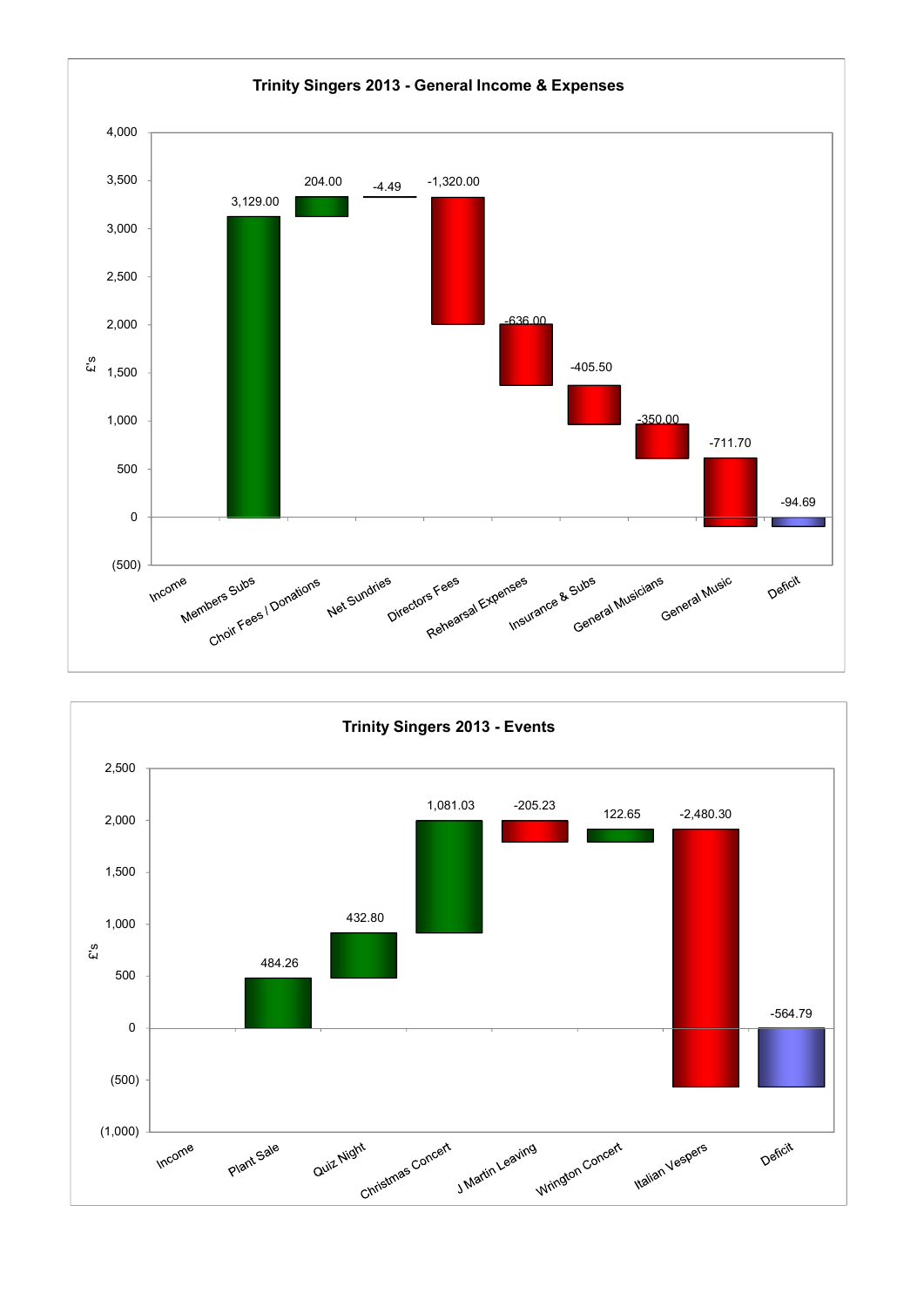## Trinity Singers 2013 - General Income & Expenses

| Category | £'s |
|---|---|
| Income | |
| Members Subs | 3,129.00 |
| Choir Fees / Donations | 204.00 |
| Net Sundries | -4.49 |
| Directors Fees | -1,320.00 |
| Rehearsal Expenses | -636.00 |
| Insurance & Subs | -405.50 |
| General Musicians | -350.00 |
| General Music | -711.70 |
| Deficit | -94.69 |

## Trinity Singers 2013 - Events

| Category | £'s |
|---|---|
| Income | |
| Plant Sale | 484.26 |
| Quiz Night | 432.80 |
| Christmas Concert | 1,081.03 |
| J Martin Leaving | -205.23 |
| Wrington Concert | 122.65 |
| Italian Vespers | -2,480.30 |
| Deficit | -564.79 |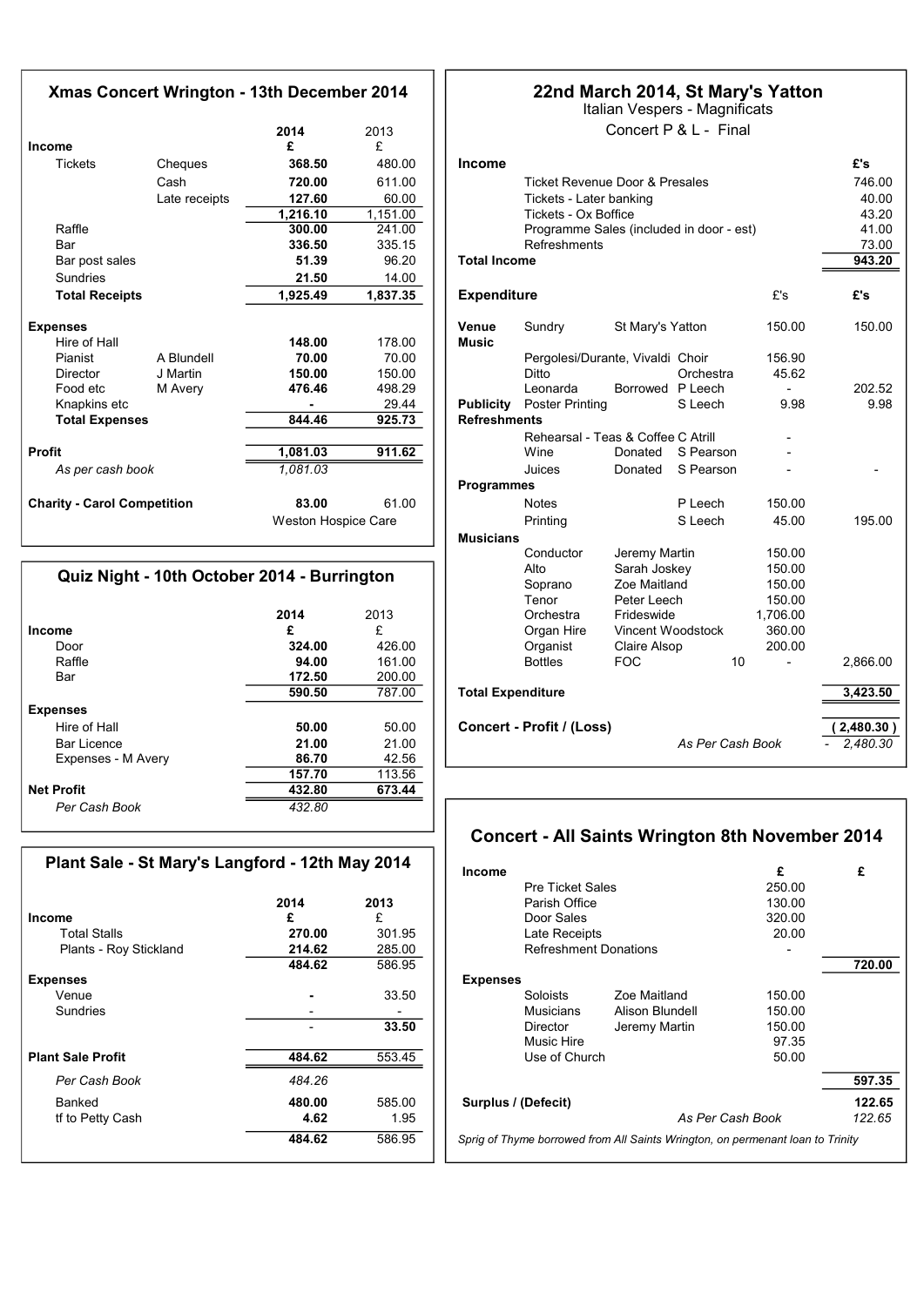## Xmas Concert Wrington - 13th December 2014

| | | 2014 | 2013 |
|---|---|---|---|
| **Income** | | **£** | £ |
| Tickets | Cheques | **368.50** | 480.00 |
| | Cash | **720.00** | 611.00 |
| | Late receipts | **127.60** | 60.00 |
| | | **1,216.10** | 1,151.00 |
| Raffle | | **300.00** | 241.00 |
| Bar | | **336.50** | 335.15 |
| Bar post sales | | **51.39** | 96.20 |
| Sundries | | **21.50** | 14.00 |
| **Total Receipts** | | **1,925.49** | **1,837.35** |
| **Expenses** | | | |
| Hire of Hall | | **148.00** | 178.00 |
| Pianist | A Blundell | **70.00** | 70.00 |
| Director | J Martin | **150.00** | 150.00 |
| Food etc | M Avery | **476.46** | 498.29 |
| Knapkins etc | | **-** | 29.44 |
| **Total Expenses** | | **844.46** | **925.73** |
| **Profit** | | **1,081.03** | **911.62** |
| *As per cash book* | | *1,081.03* | |
| **Charity - Carol Competition** | | **83.00** | 61.00 |
| | | Weston Hospice Care | |

## Quiz Night - 10th October 2014 - Burrington

| | 2014 | 2013 |
|---|---|---|
| **Income** | **£** | £ |
| Door | **324.00** | 426.00 |
| Raffle | **94.00** | 161.00 |
| Bar | **172.50** | 200.00 |
| | **590.50** | 787.00 |
| **Expenses** | | |
| Hire of Hall | **50.00** | 50.00 |
| Bar Licence | **21.00** | 21.00 |
| Expenses - M Avery | **86.70** | 42.56 |
| | **157.70** | 113.56 |
| **Net Profit** | **432.80** | **673.44** |
| *Per Cash Book* | *432.80* | |

## Plant Sale - St Mary's Langford - 12th May 2014

| | 2014 | 2013 |
|---|---|---|
| **Income** | **£** | £ |
| Total Stalls | **270.00** | 301.95 |
| Plants - Roy Stickland | **214.62** | 285.00 |
| | **484.62** | 586.95 |
| **Expenses** | | |
| Venue | **-** | 33.50 |
| Sundries | - | - |
| | - | **33.50** |
| **Plant Sale Profit** | **484.62** | 553.45 |
| *Per Cash Book* | *484.26* | |
| Banked | **480.00** | 585.00 |
| tf to Petty Cash | **4.62** | 1.95 |
| | **484.62** | 586.95 |

## 22nd March 2014, St Mary's Yatton

Italian Vespers - Magnificats

Concert P & L - Final

| | | | | | £'s |
|---|---|---|---|---|---|
| **Income** | | | | | **£'s** |
| | Ticket Revenue Door & Presales | | | | 746.00 |
| | Tickets - Later banking | | | | 40.00 |
| | Tickets - Ox Boffice | | | | 43.20 |
| | Programme Sales (included in door - est) | | | | 41.00 |
| | Refreshments | | | | 73.00 |
| **Total Income** | | | | | **943.20** |
| **Expenditure** | | | | £'s | **£'s** |
| **Venue** | Sundry | St Mary's Yatton | | 150.00 | 150.00 |
| **Music** | | | | | |
| | Pergolesi/Durante, Vivaldi | | Choir | 156.90 | |
| | Ditto | | Orchestra | 45.62 | |
| | Leonarda | Borrowed | P Leech | - | 202.52 |
| **Publicity** | Poster Printing | | S Leech | 9.98 | 9.98 |
| **Refreshments** | | | | | |
| | Rehearsal - Teas & Coffee C Atrill | | | - | |
| | Wine | Donated | S Pearson | - | |
| | Juices | Donated | S Pearson | - | - |
| **Programmes** | | | | | |
| | Notes | | P Leech | 150.00 | |
| | Printing | | S Leech | 45.00 | 195.00 |
| **Musicians** | | | | | |
| | Conductor | Jeremy Martin | | 150.00 | |
| | Alto | Sarah Joskey | | 150.00 | |
| | Soprano | Zoe Maitland | | 150.00 | |
| | Tenor | Peter Leech | | 150.00 | |
| | Orchestra | Frideswide | | 1,706.00 | |
| | Organ Hire | Vincent Woodstock | | 360.00 | |
| | Organist | Claire Alsop | | 200.00 | |
| | Bottles | FOC | 10 | - | 2,866.00 |
| **Total Expenditure** | | | | | **3,423.50** |
| **Concert - Profit / (Loss)** | | | | | **( 2,480.30 )** |
| | | | *As Per Cash Book* | | *- 2,480.30* |

## Concert - All Saints Wrington 8th November 2014

| | | | £ | £ |
|---|---|---|---|---|
| **Income** | | | **£** | **£** |
| | Pre Ticket Sales | | 250.00 | |
| | Parish Office | | 130.00 | |
| | Door Sales | | 320.00 | |
| | Late Receipts | | 20.00 | |
| | Refreshment Donations | | - | |
| | | | | **720.00** |
| **Expenses** | | | | |
| | Soloists | Zoe Maitland | 150.00 | |
| | Musicians | Alison Blundell | 150.00 | |
| | Director | Jeremy Martin | 150.00 | |
| | Music Hire | | 97.35 | |
| | Use of Church | | 50.00 | |
| | | | | **597.35** |
| **Surplus / (Defecit)** | | | | **122.65** |
| | | *As Per Cash Book* | | *122.65* |

*Sprig of Thyme borrowed from All Saints Wrington, on permenant loan to Trinity*